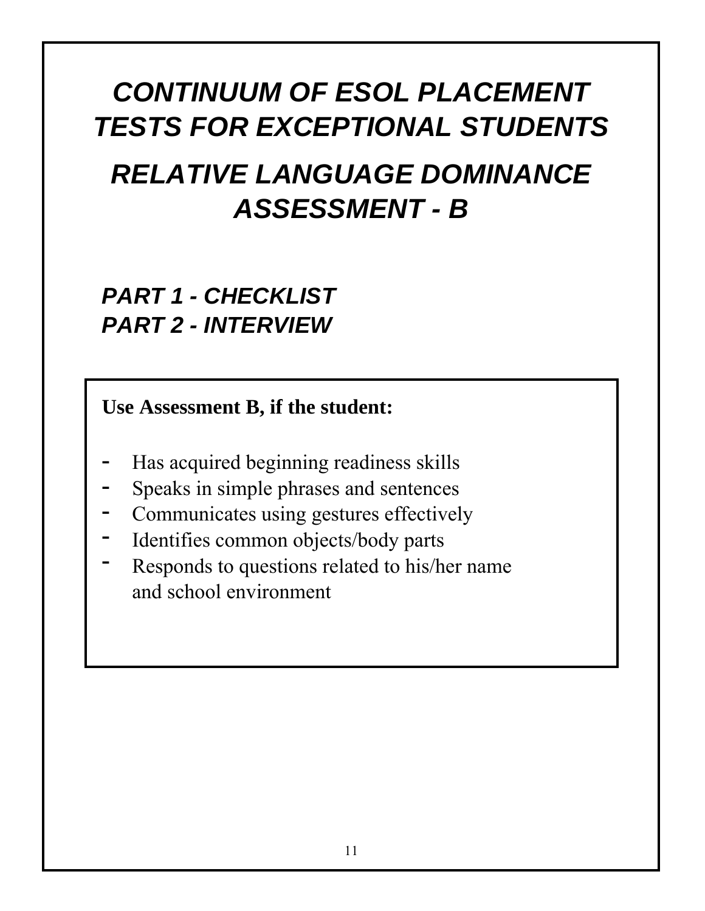# *CONTINUUM OF ESOL PLACEMENT TESTS FOR EXCEPTIONAL STUDENTS*

# *RELATIVE LANGUAGE DOMINANCE ASSESSMENT - B*

## *PART 1 - CHECKLIST*
## *PART 2 - INTERVIEW*

**Use Assessment B, if the student:**

- Has acquired beginning readiness skills
- Speaks in simple phrases and sentences
- Communicates using gestures effectively
- Identifies common objects/body parts
- Responds to questions related to his/her name and school environment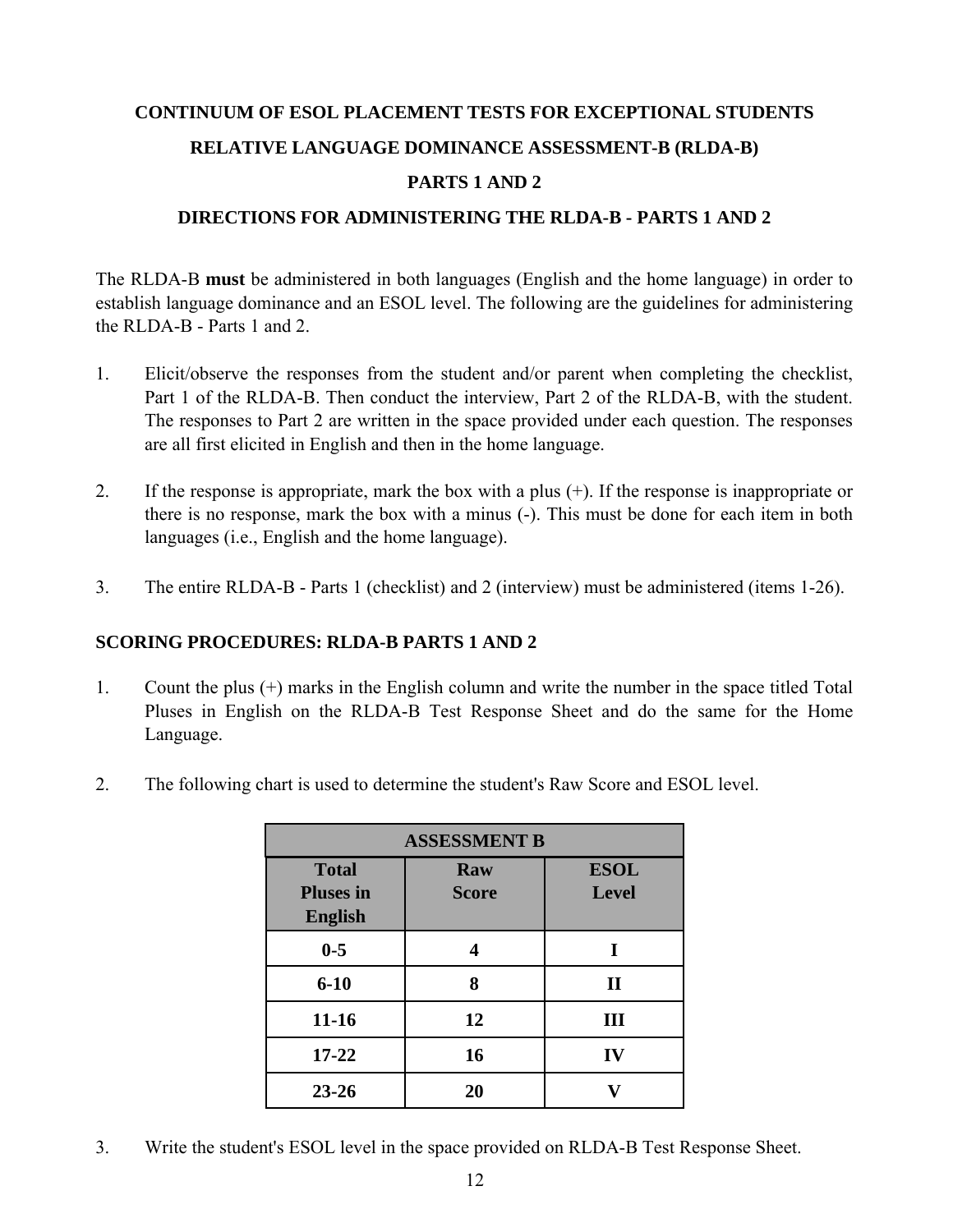## CONTINUUM OF ESOL PLACEMENT TESTS FOR EXCEPTIONAL STUDENTS

## RELATIVE LANGUAGE DOMINANCE ASSESSMENT-B (RLDA-B)

## PARTS 1 AND 2

## DIRECTIONS FOR ADMINISTERING THE RLDA-B - PARTS 1 AND 2

The RLDA-B **must** be administered in both languages (English and the home language) in order to establish language dominance and an ESOL level. The following are the guidelines for administering the RLDA-B - Parts 1 and 2.

1. Elicit/observe the responses from the student and/or parent when completing the checklist, Part 1 of the RLDA-B. Then conduct the interview, Part 2 of the RLDA-B, with the student. The responses to Part 2 are written in the space provided under each question. The responses are all first elicited in English and then in the home language.

2. If the response is appropriate, mark the box with a plus (+). If the response is inappropriate or there is no response, mark the box with a minus (-). This must be done for each item in both languages (i.e., English and the home language).

3. The entire RLDA-B - Parts 1 (checklist) and 2 (interview) must be administered (items 1-26).

### SCORING PROCEDURES: RLDA-B PARTS 1 AND 2

1. Count the plus (+) marks in the English column and write the number in the space titled Total Pluses in English on the RLDA-B Test Response Sheet and do the same for the Home Language.

2. The following chart is used to determine the student's Raw Score and ESOL level.

| ASSESSMENT B | | |
|---|---|---|
| **Total Pluses in English** | **Raw Score** | **ESOL Level** |
| **0-5** | **4** | **I** |
| **6-10** | **8** | **II** |
| **11-16** | **12** | **III** |
| **17-22** | **16** | **IV** |
| **23-26** | **20** | **V** |

3. Write the student's ESOL level in the space provided on RLDA-B Test Response Sheet.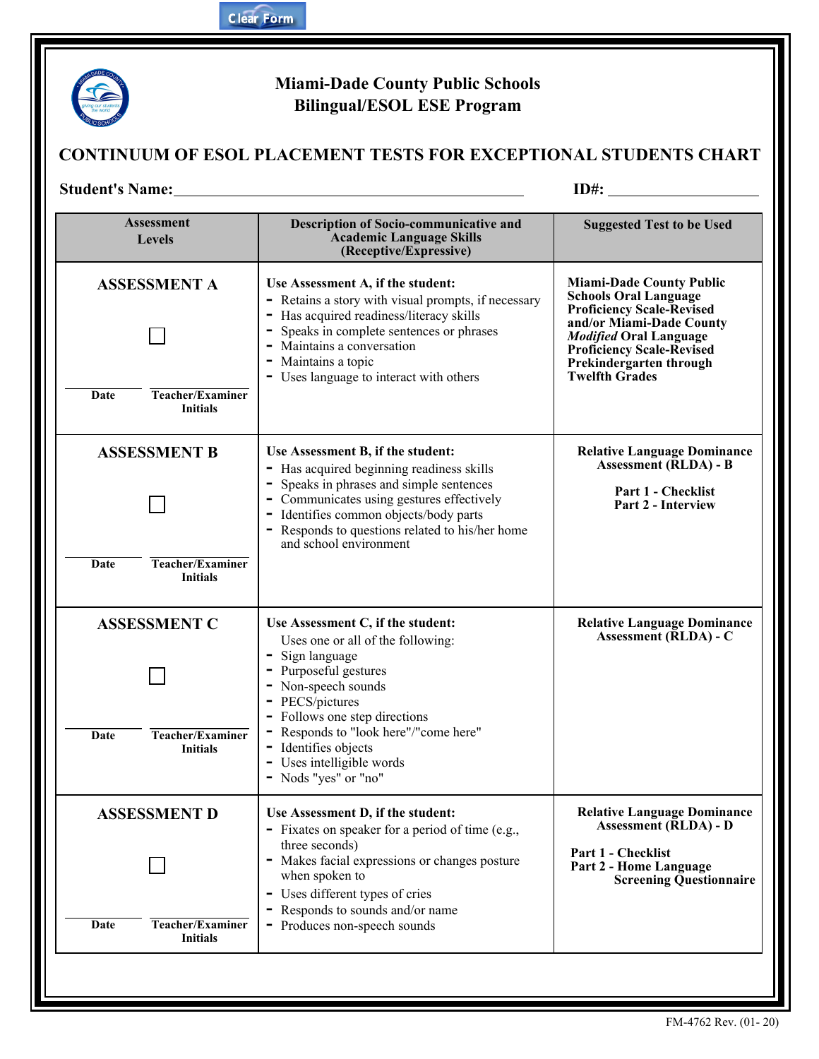Clear Form

# Miami-Dade County Public Schools
## Bilingual/ESOL ESE Program

## CONTINUUM OF ESOL PLACEMENT TESTS FOR EXCEPTIONAL STUDENTS CHART

**Student's Name:** ______________________________ **ID#:** ______________

| Assessment Levels | Description of Socio-communicative and Academic Language Skills (Receptive/Expressive) | Suggested Test to be Used |
|---|---|---|
| **ASSESSMENT A** ☐ ______ Date ______ Teacher/Examiner Initials | **Use Assessment A, if the student:** - Retains a story with visual prompts, if necessary - Has acquired readiness/literacy skills - Speaks in complete sentences or phrases - Maintains a conversation - Maintains a topic - Uses language to interact with others | **Miami-Dade County Public Schools Oral Language Proficiency Scale-Revised and/or Miami-Dade County *Modified* Oral Language Proficiency Scale-Revised Prekindergarten through Twelfth Grades** |
| **ASSESSMENT B** ☐ ______ Date ______ Teacher/Examiner Initials | **Use Assessment B, if the student:** - Has acquired beginning readiness skills - Speaks in phrases and simple sentences - Communicates using gestures effectively - Identifies common objects/body parts - Responds to questions related to his/her home and school environment | **Relative Language Dominance Assessment (RLDA) - B** **Part 1 - Checklist** **Part 2 - Interview** |
| **ASSESSMENT C** ☐ ______ Date ______ Teacher/Examiner Initials | **Use Assessment C, if the student:** Uses one or all of the following: - Sign language - Purposeful gestures - Non-speech sounds - PECS/pictures - Follows one step directions - Responds to "look here"/"come here" - Identifies objects - Uses intelligible words - Nods "yes" or "no" | **Relative Language Dominance Assessment (RLDA) - C** |
| **ASSESSMENT D** ☐ ______ Date ______ Teacher/Examiner Initials | **Use Assessment D, if the student:** - Fixates on speaker for a period of time (e.g., three seconds) - Makes facial expressions or changes posture when spoken to - Uses different types of cries - Responds to sounds and/or name - Produces non-speech sounds | **Relative Language Dominance Assessment (RLDA) - D** **Part 1 - Checklist** **Part 2 - Home Language Screening Questionnaire** |

FM-4762 Rev. (01- 20)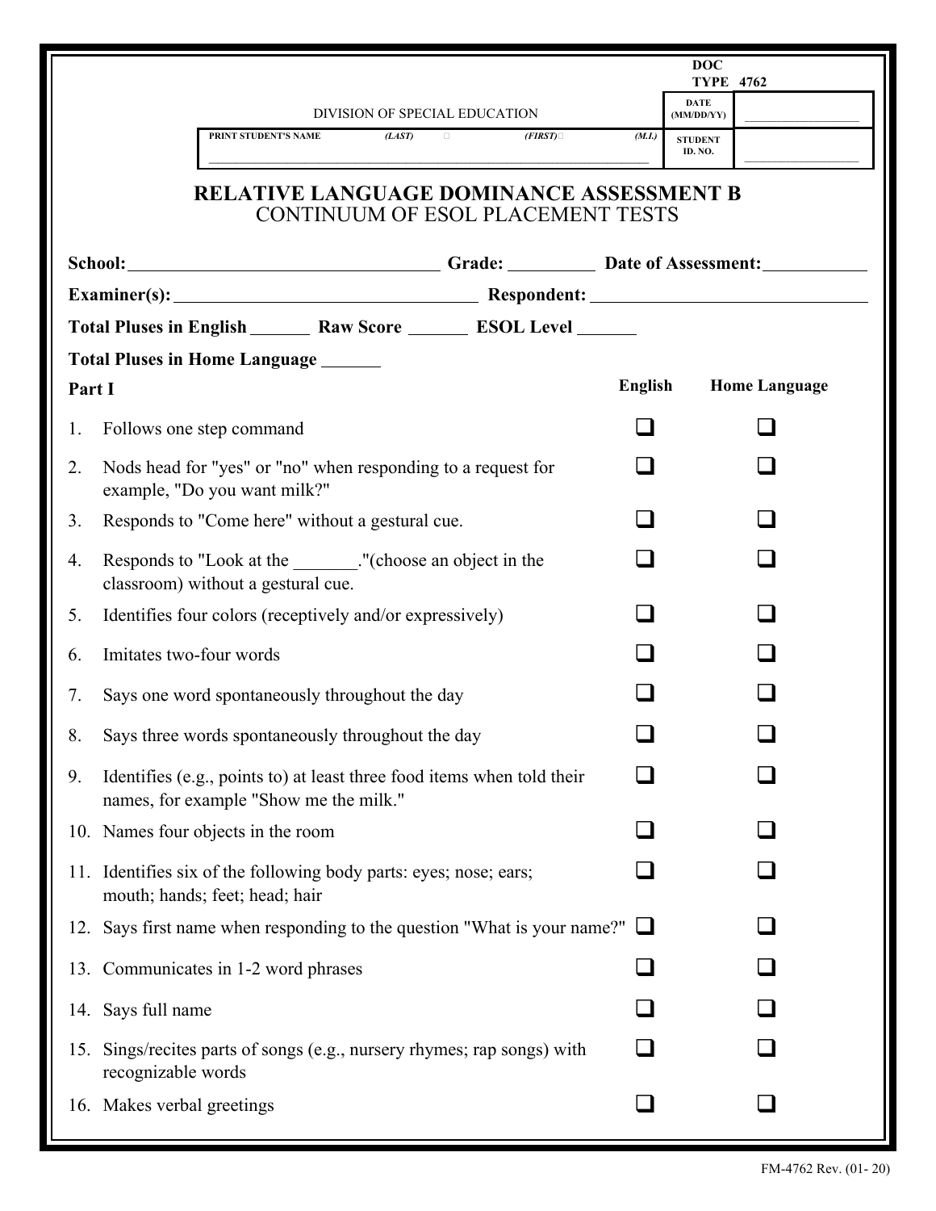| | DOC TYPE 4762 |
|---|---|
| DIVISION OF SPECIAL EDUCATION | DATE (MM/DD/YY) ________ |
| PRINT STUDENT'S NAME (LAST) (FIRST) (M.I.) ________ | STUDENT ID. NO. ________ |

# RELATIVE LANGUAGE DOMINANCE ASSESSMENT B

## CONTINUUM OF ESOL PLACEMENT TESTS

**School:** ______________ **Grade:** ______ **Date of Assessment:** ______

**Examiner(s):** ______________ **Respondent:** ______________

**Total Pluses in English** ______ **Raw Score** ______ **ESOL Level** ______

**Total Pluses in Home Language** ______

| **Part I** | **English** | **Home Language** |
|---|---|---|
| 1. Follows one step command | ❑ | ❑ |
| 2. Nods head for "yes" or "no" when responding to a request for example, "Do you want milk?" | ❑ | ❑ |
| 3. Responds to "Come here" without a gestural cue. | ❑ | ❑ |
| 4. Responds to "Look at the _______."(choose an object in the classroom) without a gestural cue. | ❑ | ❑ |
| 5. Identifies four colors (receptively and/or expressively) | ❑ | ❑ |
| 6. Imitates two-four words | ❑ | ❑ |
| 7. Says one word spontaneously throughout the day | ❑ | ❑ |
| 8. Says three words spontaneously throughout the day | ❑ | ❑ |
| 9. Identifies (e.g., points to) at least three food items when told their names, for example "Show me the milk." | ❑ | ❑ |
| 10. Names four objects in the room | ❑ | ❑ |
| 11. Identifies six of the following body parts: eyes; nose; ears; mouth; hands; feet; head; hair | ❑ | ❑ |
| 12. Says first name when responding to the question "What is your name?" | ❑ | ❑ |
| 13. Communicates in 1-2 word phrases | ❑ | ❑ |
| 14. Says full name | ❑ | ❑ |
| 15. Sings/recites parts of songs (e.g., nursery rhymes; rap songs) with recognizable words | ❑ | ❑ |
| 16. Makes verbal greetings | ❑ | ❑ |

FM-4762 Rev. (01- 20)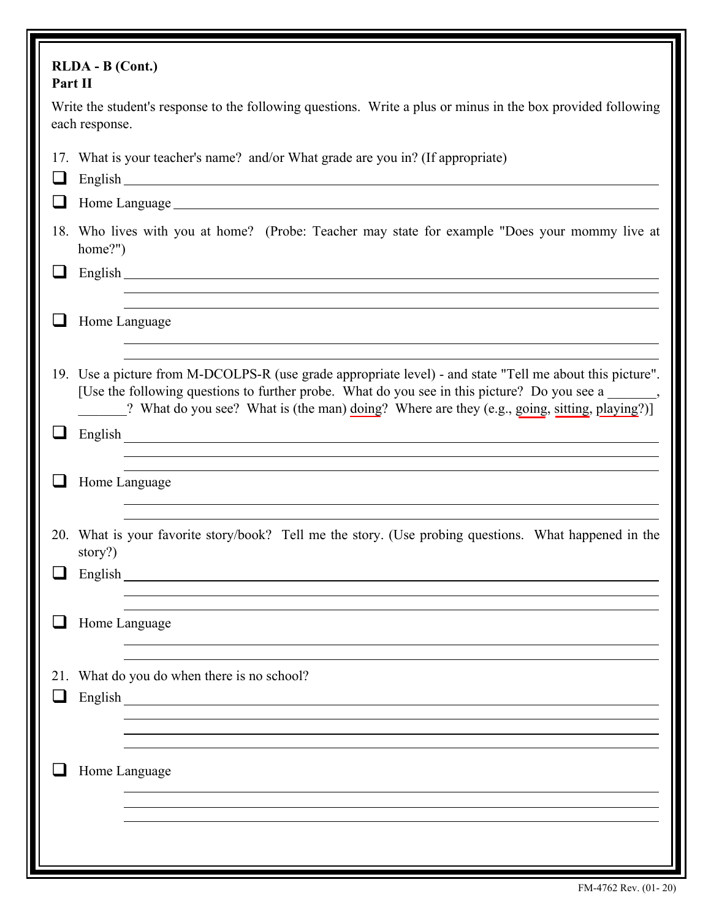**RLDA - B (Cont.)**
**Part II**

Write the student's response to the following questions. Write a plus or minus in the box provided following each response.

17. What is your teacher's name? and/or What grade are you in? (If appropriate)

- ☐ English ______________________________
- ☐ Home Language ______________________________

18. Who lives with you at home? (Probe: Teacher may state for example "Does your mommy live at home?")

- ☐ English ______________________________
- ☐ Home Language ______________________________

19. Use a picture from M-DCOLPS-R (use grade appropriate level) - and state "Tell me about this picture". [Use the following questions to further probe. What do you see in this picture? Do you see a _______, _______? What do you see? What is (the man) doing? Where are they (e.g., going, sitting, playing?)]

- ☐ English ______________________________
- ☐ Home Language ______________________________

20. What is your favorite story/book? Tell me the story. (Use probing questions. What happened in the story?)

- ☐ English ______________________________
- ☐ Home Language ______________________________

21. What do you do when there is no school?

- ☐ English ______________________________
- ☐ Home Language ______________________________

FM-4762 Rev. (01- 20)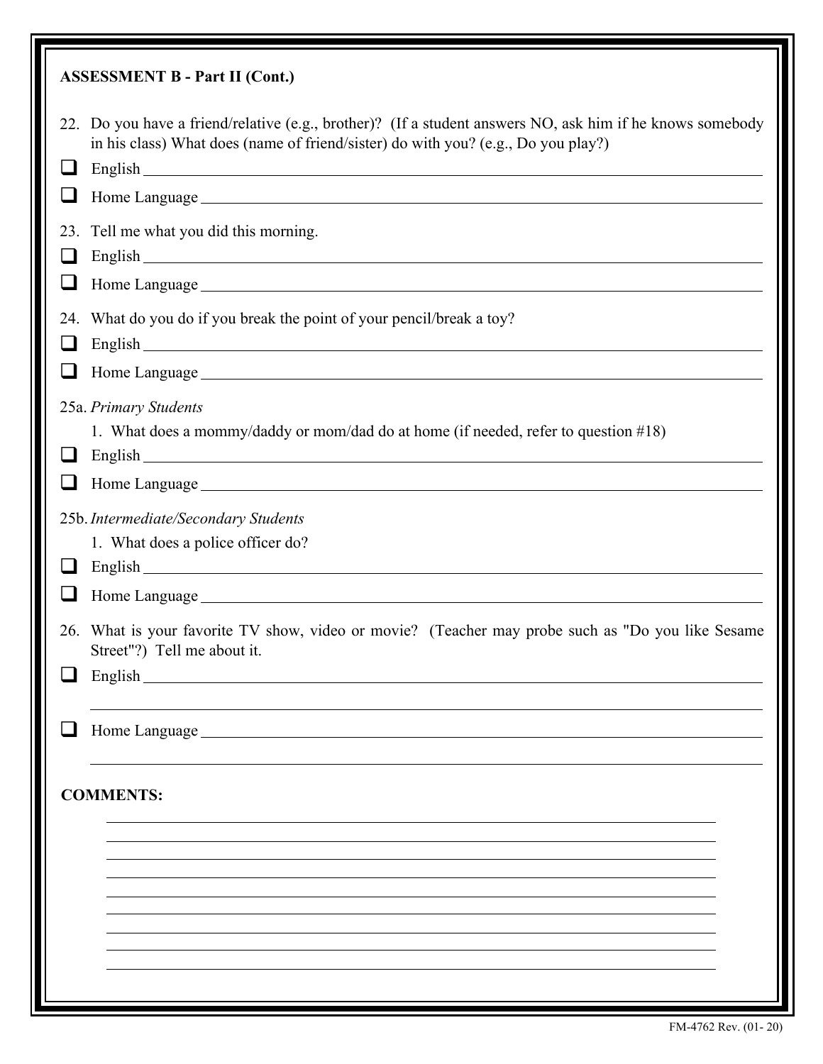**ASSESSMENT B - Part II (Cont.)**

22. Do you have a friend/relative (e.g., brother)? (If a student answers NO, ask him if he knows somebody in his class) What does (name of friend/sister) do with you? (e.g., Do you play?)

- ☐ English ______________________________
- ☐ Home Language ______________________________

23. Tell me what you did this morning.

- ☐ English ______________________________
- ☐ Home Language ______________________________

24. What do you do if you break the point of your pencil/break a toy?

- ☐ English ______________________________
- ☐ Home Language ______________________________

25a. *Primary Students*

1. What does a mommy/daddy or mom/dad do at home (if needed, refer to question #18)

- ☐ English ______________________________
- ☐ Home Language ______________________________

25b. *Intermediate/Secondary Students*

1. What does a police officer do?

- ☐ English ______________________________
- ☐ Home Language ______________________________

26. What is your favorite TV show, video or movie? (Teacher may probe such as "Do you like Sesame Street"?) Tell me about it.

- ☐ English ______________________________
______________________________
- ☐ Home Language ______________________________
______________________________

**COMMENTS:**

______________________________
______________________________
______________________________
______________________________
______________________________
______________________________
______________________________
______________________________
______________________________

FM-4762 Rev. (01- 20)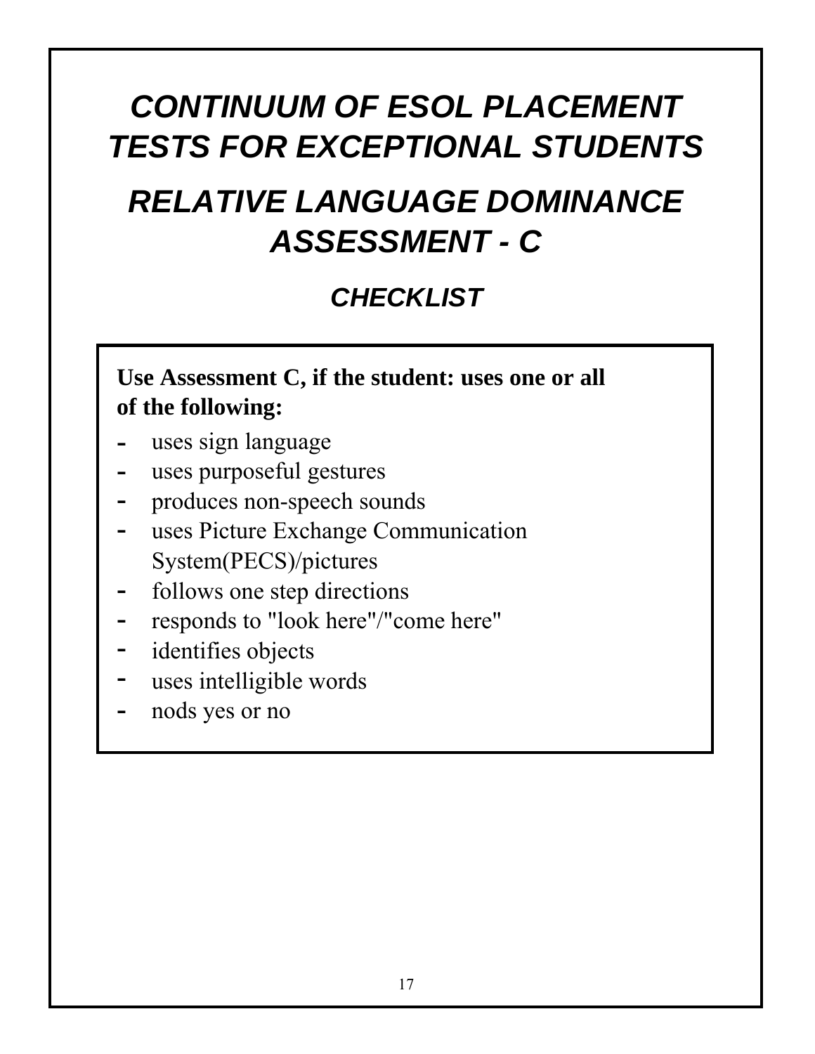# *CONTINUUM OF ESOL PLACEMENT TESTS FOR EXCEPTIONAL STUDENTS*

# *RELATIVE LANGUAGE DOMINANCE ASSESSMENT - C*

## *CHECKLIST*

**Use Assessment C, if the student: uses one or all of the following:**

- uses sign language
- uses purposeful gestures
- produces non-speech sounds
- uses Picture Exchange Communication System(PECS)/pictures
- follows one step directions
- responds to "look here"/"come here"
- identifies objects
- uses intelligible words
- nods yes or no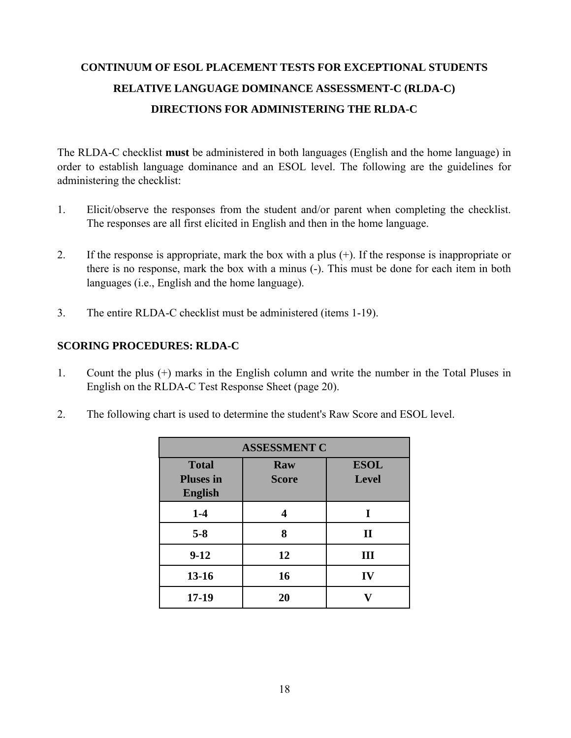# CONTINUUM OF ESOL PLACEMENT TESTS FOR EXCEPTIONAL STUDENTS

## RELATIVE LANGUAGE DOMINANCE ASSESSMENT-C (RLDA-C)

## DIRECTIONS FOR ADMINISTERING THE RLDA-C

The RLDA-C checklist **must** be administered in both languages (English and the home language) in order to establish language dominance and an ESOL level. The following are the guidelines for administering the checklist:

1. Elicit/observe the responses from the student and/or parent when completing the checklist. The responses are all first elicited in English and then in the home language.

2. If the response is appropriate, mark the box with a plus (+). If the response is inappropriate or there is no response, mark the box with a minus (-). This must be done for each item in both languages (i.e., English and the home language).

3. The entire RLDA-C checklist must be administered (items 1-19).

### SCORING PROCEDURES: RLDA-C

1. Count the plus (+) marks in the English column and write the number in the Total Pluses in English on the RLDA-C Test Response Sheet (page 20).

2. The following chart is used to determine the student's Raw Score and ESOL level.

| ASSESSMENT C | | |
|---|---|---|
| **Total Pluses in English** | **Raw Score** | **ESOL Level** |
| **1-4** | **4** | **I** |
| **5-8** | **8** | **II** |
| **9-12** | **12** | **III** |
| **13-16** | **16** | **IV** |
| **17-19** | **20** | **V** |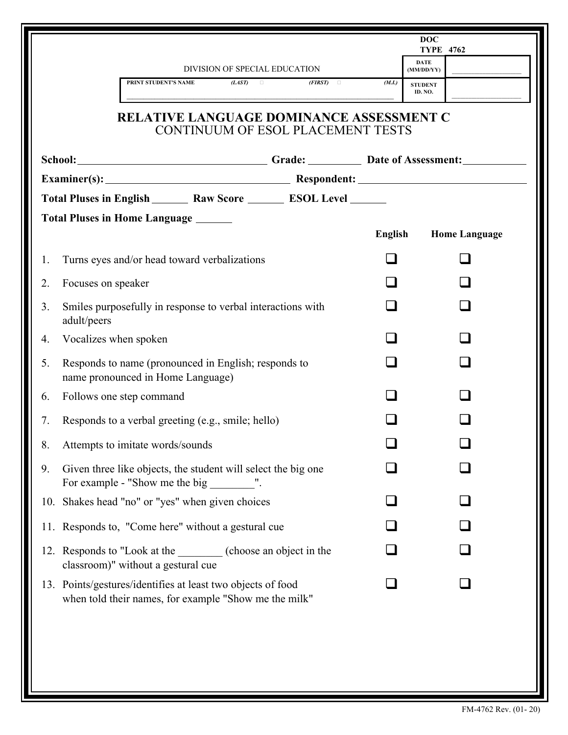DOC TYPE 4762

DIVISION OF SPECIAL EDUCATION

| PRINT STUDENT'S NAME (LAST) (FIRST) (M.I.) | DATE (MM/DD/YY) | |
|---|---|---|
| | STUDENT ID. NO. | |

# RELATIVE LANGUAGE DOMINANCE ASSESSMENT C

## CONTINUUM OF ESOL PLACEMENT TESTS

**School:** ____________________ **Grade:** ________ **Date of Assessment:** ________

**Examiner(s):** ____________________ **Respondent:** ____________________

**Total Pluses in English** _______ **Raw Score** _______ **ESOL Level** _______

**Total Pluses in Home Language** _______

| | | English | Home Language |
|---|---|---|---|
| 1. | Turns eyes and/or head toward verbalizations | ❑ | ❑ |
| 2. | Focuses on speaker | ❑ | ❑ |
| 3. | Smiles purposefully in response to verbal interactions with adult/peers | ❑ | ❑ |
| 4. | Vocalizes when spoken | ❑ | ❑ |
| 5. | Responds to name (pronounced in English; responds to name pronounced in Home Language) | ❑ | ❑ |
| 6. | Follows one step command | ❑ | ❑ |
| 7. | Responds to a verbal greeting (e.g., smile; hello) | ❑ | ❑ |
| 8. | Attempts to imitate words/sounds | ❑ | ❑ |
| 9. | Given three like objects, the student will select the big one For example - "Show me the big ________". | ❑ | ❑ |
| 10. | Shakes head "no" or "yes" when given choices | ❑ | ❑ |
| 11. | Responds to, "Come here" without a gestural cue | ❑ | ❑ |
| 12. | Responds to "Look at the ________ (choose an object in the classroom)" without a gestural cue | ❑ | ❑ |
| 13. | Points/gestures/identifies at least two objects of food when told their names, for example "Show me the milk" | ❑ | ❑ |

FM-4762 Rev. (01- 20)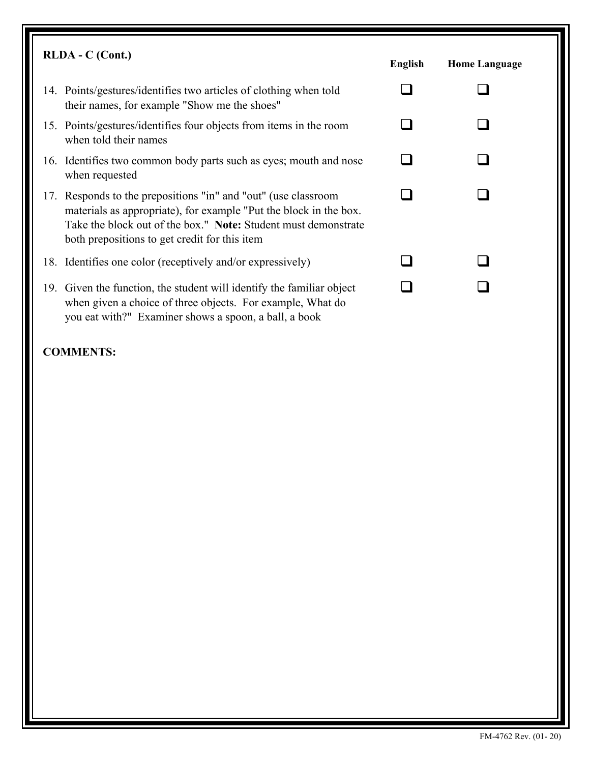## RLDA - C (Cont.)

| | English | Home Language |
|---|---|---|
| 14. Points/gestures/identifies two articles of clothing when told their names, for example "Show me the shoes" | ❑ | ❑ |
| 15. Points/gestures/identifies four objects from items in the room when told their names | ❑ | ❑ |
| 16. Identifies two common body parts such as eyes; mouth and nose when requested | ❑ | ❑ |
| 17. Responds to the prepositions "in" and "out" (use classroom materials as appropriate), for example "Put the block in the box. Take the block out of the box." **Note:** Student must demonstrate both prepositions to get credit for this item | ❑ | ❑ |
| 18. Identifies one color (receptively and/or expressively) | ❑ | ❑ |
| 19. Given the function, the student will identify the familiar object when given a choice of three objects. For example, What do you eat with?" Examiner shows a spoon, a ball, a book | ❑ | ❑ |

**COMMENTS:**

FM-4762 Rev. (01- 20)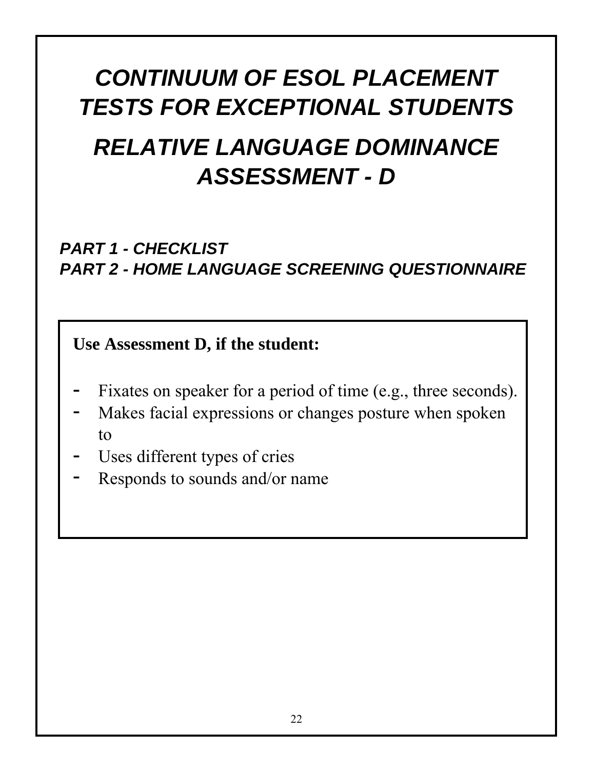# *CONTINUUM OF ESOL PLACEMENT TESTS FOR EXCEPTIONAL STUDENTS*

# *RELATIVE LANGUAGE DOMINANCE ASSESSMENT - D*

***PART 1 - CHECKLIST***
***PART 2 - HOME LANGUAGE SCREENING QUESTIONNAIRE***

**Use Assessment D, if the student:**

- Fixates on speaker for a period of time (e.g., three seconds).
- Makes facial expressions or changes posture when spoken to
- Uses different types of cries
- Responds to sounds and/or name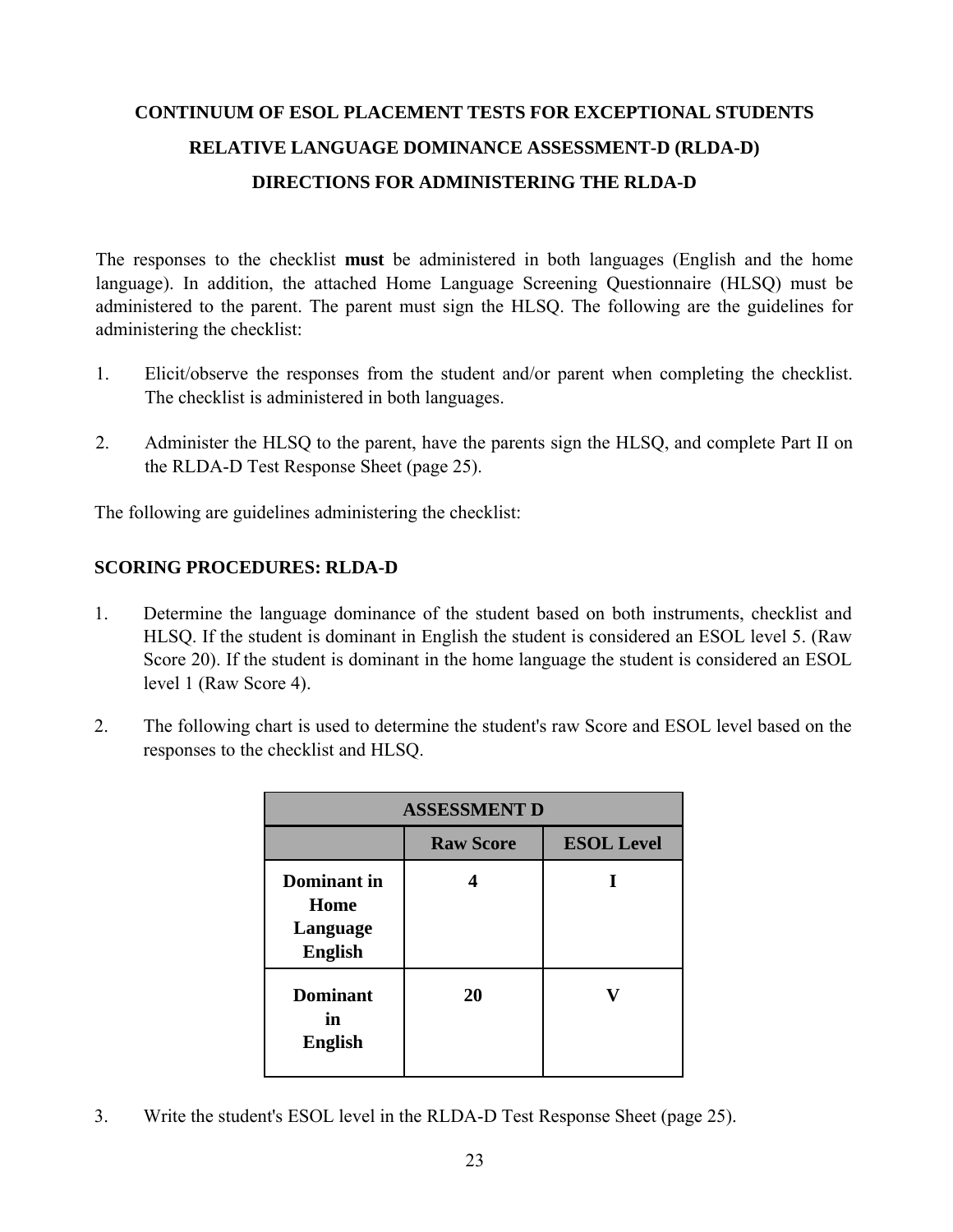# CONTINUUM OF ESOL PLACEMENT TESTS FOR EXCEPTIONAL STUDENTS

## RELATIVE LANGUAGE DOMINANCE ASSESSMENT-D (RLDA-D)

## DIRECTIONS FOR ADMINISTERING THE RLDA-D

The responses to the checklist **must** be administered in both languages (English and the home language). In addition, the attached Home Language Screening Questionnaire (HLSQ) must be administered to the parent. The parent must sign the HLSQ. The following are the guidelines for administering the checklist:

1. Elicit/observe the responses from the student and/or parent when completing the checklist. The checklist is administered in both languages.

2. Administer the HLSQ to the parent, have the parents sign the HLSQ, and complete Part II on the RLDA-D Test Response Sheet (page 25).

The following are guidelines administering the checklist:

### SCORING PROCEDURES: RLDA-D

1. Determine the language dominance of the student based on both instruments, checklist and HLSQ. If the student is dominant in English the student is considered an ESOL level 5. (Raw Score 20). If the student is dominant in the home language the student is considered an ESOL level 1 (Raw Score 4).

2. The following chart is used to determine the student's raw Score and ESOL level based on the responses to the checklist and HLSQ.

| ASSESSMENT D | | |
|---|---|---|
| | **Raw Score** | **ESOL Level** |
| **Dominant in Home Language English** | **4** | **I** |
| **Dominant in English** | **20** | **V** |

3. Write the student's ESOL level in the RLDA-D Test Response Sheet (page 25).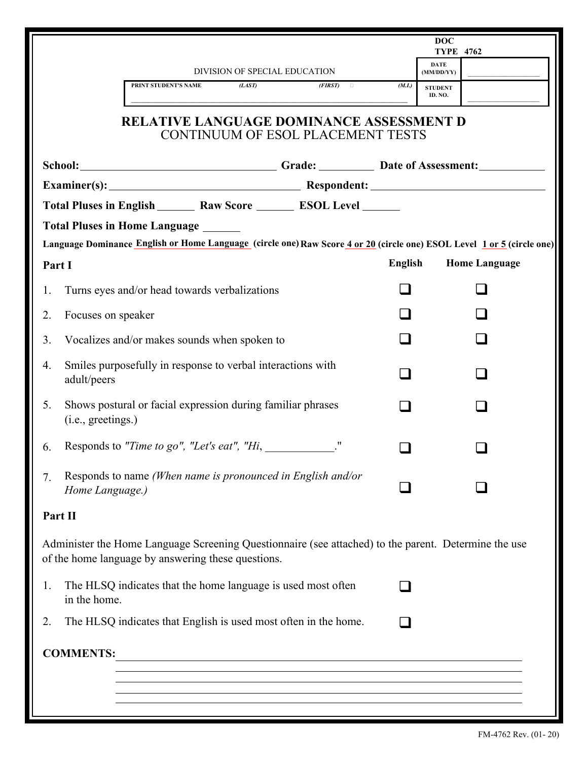DOC TYPE 4762

DIVISION OF SPECIAL EDUCATION

| PRINT STUDENT'S NAME *(LAST)* *(FIRST)* *(M.I.)* | DATE (MM/DD/YY) | |
|---|---|---|
| | STUDENT ID. NO. | |

# RELATIVE LANGUAGE DOMINANCE ASSESSMENT D
## CONTINUUM OF ESOL PLACEMENT TESTS

**School:** \_\_\_\_\_\_\_\_\_\_\_\_\_\_\_\_ **Grade:** \_\_\_\_\_\_\_\_ **Date of Assessment:** \_\_\_\_\_\_\_\_

**Examiner(s):** \_\_\_\_\_\_\_\_\_\_\_\_\_\_\_\_ **Respondent:** \_\_\_\_\_\_\_\_\_\_\_\_\_\_\_\_

**Total Pluses in English** \_\_\_\_\_\_ **Raw Score** \_\_\_\_\_\_ **ESOL Level** \_\_\_\_\_\_

**Total Pluses in Home Language** \_\_\_\_\_\_

**Language Dominance** English or Home Language **(circle one) Raw Score** 4 or 20 **(circle one) ESOL Level** 1 or 5 **(circle one)**

| **Part I** | **English** | **Home Language** |
|---|---|---|
| 1. Turns eyes and/or head towards verbalizations | ☐ | ☐ |
| 2. Focuses on speaker | ☐ | ☐ |
| 3. Vocalizes and/or makes sounds when spoken to | ☐ | ☐ |
| 4. Smiles purposefully in response to verbal interactions with adult/peers | ☐ | ☐ |
| 5. Shows postural or facial expression during familiar phrases (i.e., greetings.) | ☐ | ☐ |
| 6. Responds to *"Time to go", "Let's eat", "Hi,* \_\_\_\_\_\_\_\_\_\_." | ☐ | ☐ |
| 7. Responds to name *(When name is pronounced in English and/or Home Language.)* | ☐ | ☐ |

**Part II**

Administer the Home Language Screening Questionnaire (see attached) to the parent. Determine the use of the home language by answering these questions.

1. The HLSQ indicates that the home language is used most often in the home. ☐
2. The HLSQ indicates that English is used most often in the home. ☐

**COMMENTS:** \_\_\_\_\_\_\_\_\_\_\_\_\_\_\_\_\_\_\_\_\_\_\_\_\_\_\_\_\_\_\_\_

FM-4762 Rev. (01- 20)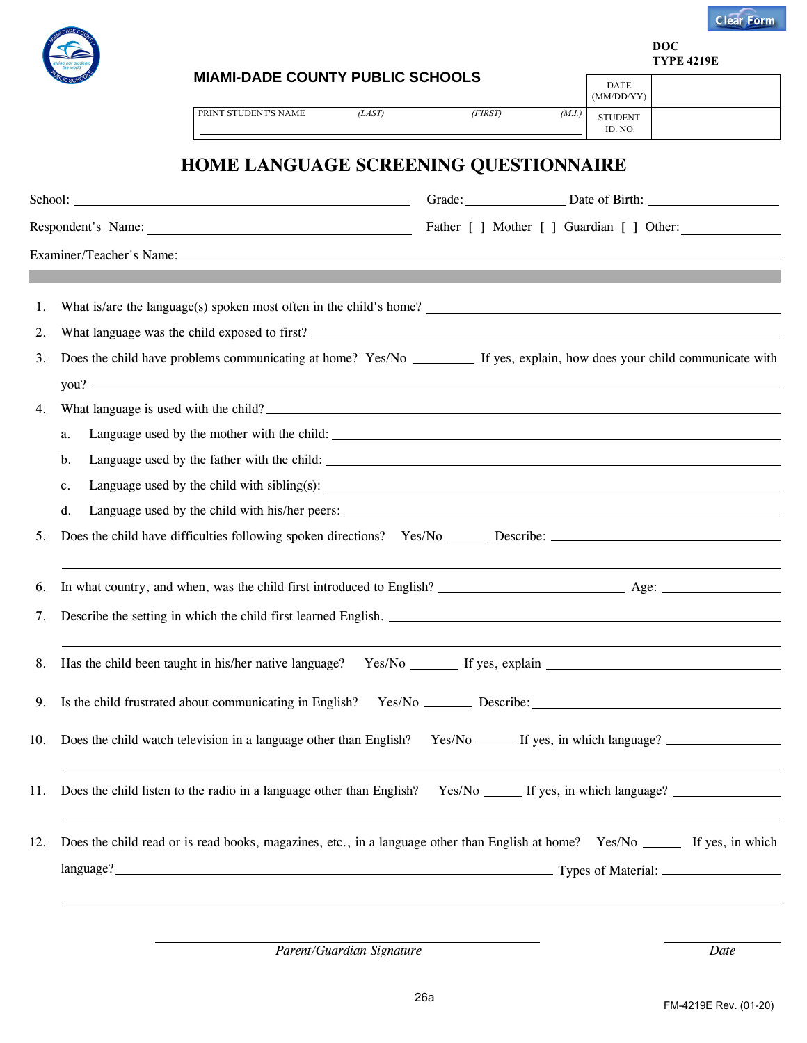Clear Form

DOC
TYPE 4219E

**MIAMI-DADE COUNTY PUBLIC SCHOOLS**

| PRINT STUDENT'S NAME *(LAST)* *(FIRST)* *(M.I.)* | DATE (MM/DD/YY) | |
|---|---|---|
| | STUDENT ID. NO. | |

# HOME LANGUAGE SCREENING QUESTIONNAIRE

School: ______________________ Grade: __________ Date of Birth: ______________

Respondent's Name: ______________________ Father [ ] Mother [ ] Guardian [ ] Other: __________

Examiner/Teacher's Name: ______________________________________________

1. What is/are the language(s) spoken most often in the child's home? ______________________
2. What language was the child exposed to first? ______________________
3. Does the child have problems communicating at home? Yes/No ________ If yes, explain, how does your child communicate with you? ______________________
4. What language is used with the child? ______________________
   a. Language used by the mother with the child: ______________________
   b. Language used by the father with the child: ______________________
   c. Language used by the child with sibling(s): ______________________
   d. Language used by the child with his/her peers: ______________________
5. Does the child have difficulties following spoken directions? Yes/No ______ Describe: ______________________
6. In what country, and when, was the child first introduced to English? ______________________ Age: __________
7. Describe the setting in which the child first learned English. ______________________
8. Has the child been taught in his/her native language? Yes/No _______ If yes, explain ______________________
9. Is the child frustrated about communicating in English? Yes/No _______ Describe: ______________________
10. Does the child watch television in a language other than English? Yes/No ______ If yes, in which language? ______________________
11. Does the child listen to the radio in a language other than English? Yes/No ______ If yes, in which language? ______________________
12. Does the child read or is read books, magazines, etc., in a language other than English at home? Yes/No ______ If yes, in which language? ______________________ Types of Material: ______________________

______________________________ *Parent/Guardian Signature*

______________ *Date*

26a

FM-4219E Rev. (01-20)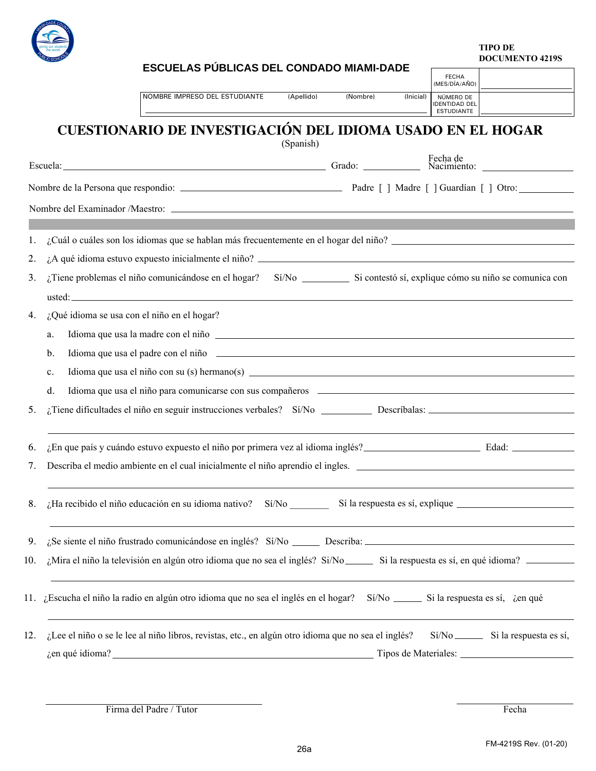TIPO DE DOCUMENTO 4219S

**ESCUELAS PÚBLICAS DEL CONDADO MIAMI-DADE**

| NOMBRE IMPRESO DEL ESTUDIANTE (Apellido) (Nombre) (Inicial) | FECHA (MES/DÍA/AÑO) | |
|---|---|---|
| | NÚMERO DE IDENTIDAD DEL ESTUDIANTE | |

# CUESTIONARIO DE INVESTIGACIÓN DEL IDIOMA USADO EN EL HOGAR

(Spanish)

Escuela: ______________________ Grado: __________ Fecha de Nacimiento: __________

Nombre de la Persona que respondio: ______________________ Padre [ ] Madre [ ] Guardían [ ] Otro: __________

Nombre del Examinador /Maestro: ______________________

1. ¿Cuál o cuáles son los idiomas que se hablan más frecuentemente en el hogar del niño? ______________________
2. ¿A qué idioma estuvo expuesto inicialmente el niño? ______________________
3. ¿Tiene problemas el niño comunicándose en el hogar? Sí/No __________ Si contestó sí, explique cómo su niño se comunica con usted: ______________________
4. ¿Qué idioma se usa con el niño en el hogar?
   a. Idioma que usa la madre con el niño ______________________
   b. Idioma que usa el padre con el niño ______________________
   c. Idioma que usa el niño con su (s) hermano(s) ______________________
   d. Idioma que usa el niño para comunicarse con sus compañeros ______________________
5. ¿Tiene dificultades el niño en seguir instrucciones verbales? Sí/No __________ Descríbalas: ______________________
6. ¿En que país y cuándo estuvo expuesto el niño por primera vez al idioma inglés? ______________________ Edad: __________
7. Describa el medio ambiente en el cual inicialmente el niño aprendio el ingles. ______________________
8. ¿Ha recibido el niño educación en su idioma nativo? Sí/No ________ Sí la respuesta es sí, explique ______________________
9. ¿Se siente el niño frustrado comunicándose en inglés? Sí/No ______ Describa: ______________________
10. ¿Mira el niño la televisión en algún otro idioma que no sea el inglés? Sí/No ______ Si la respuesta es sí, en qué idioma? __________
11. ¿Escucha el niño la radio en algún otro idioma que no sea el inglés en el hogar? Sí/No ______ Si la respuesta es sí, ¿en qué ______________________
12. ¿Lee el niño o se le lee al niño libros, revistas, etc., en algún otro idioma que no sea el inglés? Sí/No ______ Si la respuesta es sí, ¿en qué idioma? ______________________ Tipos de Materiales: ______________________

______________________ Firma del Padre / Tutor

______________________ Fecha

26a

FM-4219S Rev. (01-20)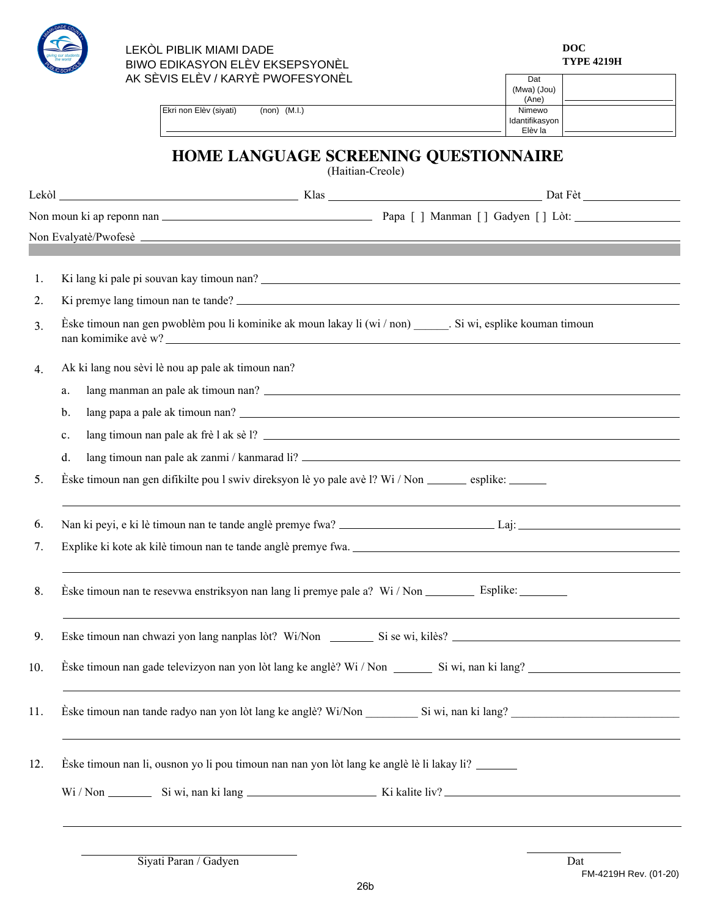LEKÒL PIBLIK MIAMI DADE
BIWO EDIKASYON ELÈV EKSEPSYONÈL
AK SÈVIS ELÈV / KARYÈ PWOFESYONÈL

**DOC TYPE 4219H**

| | |
|---|---|
| Dat (Mwa) (Jou) (Ane) | |
| Nimewo Idantifikasyon Elèv la | |

Ekri non Elèv (siyati) (non) (M.I.) ______________________________

# HOME LANGUAGE SCREENING QUESTIONNAIRE

(Haitian-Creole)

Lekòl ______________________ Klas ______________________ Dat Fèt ______________

Non moun ki ap reponn nan ______________________ Papa [ ] Manman [ ] Gadyen [ ] Lòt: ______________

Non Evalyatè/Pwofesè ______________________________________________

1. Ki lang ki pale pi souvan kay timoun nan? ______________________________
2. Ki premye lang timoun nan te tande? ______________________________
3. Èske timoun nan gen pwoblèm pou li kominike ak moun lakay li (wi / non) ______. Si wi, esplike kouman timoun nan komimike avè w? ______________________________
4. Ak ki lang nou sèvi lè nou ap pale ak timoun nan?
   a. lang manman an pale ak timoun nan? ______________________________
   b. lang papa a pale ak timoun nan? ______________________________
   c. lang timoun nan pale ak frè l ak sè l? ______________________________
   d. lang timoun nan pale ak zanmi / kanmarad li? ______________________________
5. Èske timoun nan gen difikilte pou l swiv direksyon lè yo pale avè l? Wi / Non _______ esplike: _______
6. Nan ki peyi, e ki lè timoun nan te tande anglè premye fwa? ______________ Laj: ______________
7. Explike ki kote ak kilè timoun nan te tande anglè premye fwa. ______________________________
8. Èske timoun nan te resevwa enstriksyon nan lang li premye pale a? Wi / Non ________ Esplike: ________
9. Eske timoun nan chwazi yon lang nanplas lòt? Wi/Non ________ Si se wi, kilès? ______________
10. Èske timoun nan gade televizyon nan yon lòt lang ke anglè? Wi / Non _______ Si wi, nan ki lang? ______________
11. Èske timoun nan tande radyo nan yon lòt lang ke anglè? Wi/Non _________ Si wi, nan ki lang? ______________
12. Èske timoun nan li, ousnon yo li pou timoun nan nan yon lòt lang ke anglè lè li lakay li? _______

    Wi / Non ________ Si wi, nan ki lang ______________ Ki kalite liv? ______________________

______________________ Siyati Paran / Gadyen

______________ Dat

FM-4219H Rev. (01-20)

26b